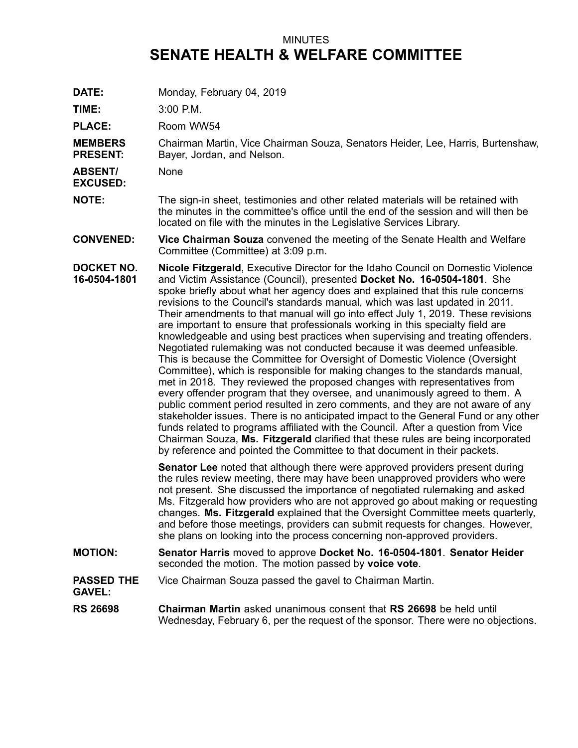MINUTES

# SENATE HEALTH & WELFARE COMMITTEE

**DATE:** Monday, February 04, 2019

**TIME:** 3:00 P.M.

**PLACE:** Room WW54

**MEMBERS PRESENT:** Chairman Martin, Vice Chairman Souza, Senators Heider, Lee, Harris, Burtenshaw, Bayer, Jordan, and Nelson.

**ABSENT/ EXCUSED:** None

**NOTE:** The sign-in sheet, testimonies and other related materials will be retained with the minutes in the committee's office until the end of the session and will then be located on file with the minutes in the Legislative Services Library.

**CONVENED:** **Vice Chairman Souza** convened the meeting of the Senate Health and Welfare Committee (Committee) at 3:09 p.m.

**DOCKET NO. 16-0504-1801** **Nicole Fitzgerald**, Executive Director for the Idaho Council on Domestic Violence and Victim Assistance (Council), presented **Docket No. 16-0504-1801**. She spoke briefly about what her agency does and explained that this rule concerns revisions to the Council's standards manual, which was last updated in 2011. Their amendments to that manual will go into effect July 1, 2019. These revisions are important to ensure that professionals working in this specialty field are knowledgeable and using best practices when supervising and treating offenders. Negotiated rulemaking was not conducted because it was deemed unfeasible. This is because the Committee for Oversight of Domestic Violence (Oversight Committee), which is responsible for making changes to the standards manual, met in 2018. They reviewed the proposed changes with representatives from every offender program that they oversee, and unanimously agreed to them. A public comment period resulted in zero comments, and they are not aware of any stakeholder issues. There is no anticipated impact to the General Fund or any other funds related to programs affiliated with the Council. After a question from Vice Chairman Souza, **Ms. Fitzgerald** clarified that these rules are being incorporated by reference and pointed the Committee to that document in their packets.

**Senator Lee** noted that although there were approved providers present during the rules review meeting, there may have been unapproved providers who were not present. She discussed the importance of negotiated rulemaking and asked Ms. Fitzgerald how providers who are not approved go about making or requesting changes. **Ms. Fitzgerald** explained that the Oversight Committee meets quarterly, and before those meetings, providers can submit requests for changes. However, she plans on looking into the process concerning non-approved providers.

**MOTION:** **Senator Harris** moved to approve **Docket No. 16-0504-1801**. **Senator Heider** seconded the motion. The motion passed by **voice vote**.

**PASSED THE GAVEL:** Vice Chairman Souza passed the gavel to Chairman Martin.

**RS 26698** **Chairman Martin** asked unanimous consent that **RS 26698** be held until Wednesday, February 6, per the request of the sponsor. There were no objections.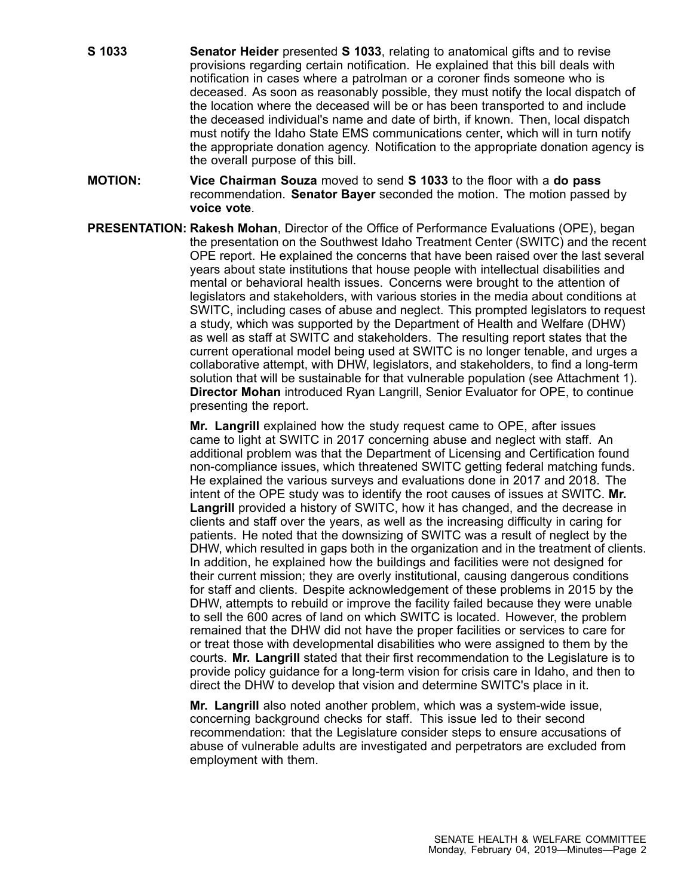**S 1033** **Senator Heider** presented **S 1033**, relating to anatomical gifts and to revise provisions regarding certain notification. He explained that this bill deals with notification in cases where a patrolman or a coroner finds someone who is deceased. As soon as reasonably possible, they must notify the local dispatch of the location where the deceased will be or has been transported to and include the deceased individual's name and date of birth, if known. Then, local dispatch must notify the Idaho State EMS communications center, which will in turn notify the appropriate donation agency. Notification to the appropriate donation agency is the overall purpose of this bill.

**MOTION:** **Vice Chairman Souza** moved to send **S 1033** to the floor with a **do pass** recommendation. **Senator Bayer** seconded the motion. The motion passed by **voice vote**.

**PRESENTATION:** **Rakesh Mohan**, Director of the Office of Performance Evaluations (OPE), began the presentation on the Southwest Idaho Treatment Center (SWITC) and the recent OPE report. He explained the concerns that have been raised over the last several years about state institutions that house people with intellectual disabilities and mental or behavioral health issues. Concerns were brought to the attention of legislators and stakeholders, with various stories in the media about conditions at SWITC, including cases of abuse and neglect. This prompted legislators to request a study, which was supported by the Department of Health and Welfare (DHW) as well as staff at SWITC and stakeholders. The resulting report states that the current operational model being used at SWITC is no longer tenable, and urges a collaborative attempt, with DHW, legislators, and stakeholders, to find a long-term solution that will be sustainable for that vulnerable population (see Attachment 1). **Director Mohan** introduced Ryan Langrill, Senior Evaluator for OPE, to continue presenting the report.

**Mr. Langrill** explained how the study request came to OPE, after issues came to light at SWITC in 2017 concerning abuse and neglect with staff. An additional problem was that the Department of Licensing and Certification found non-compliance issues, which threatened SWITC getting federal matching funds. He explained the various surveys and evaluations done in 2017 and 2018. The intent of the OPE study was to identify the root causes of issues at SWITC. **Mr. Langrill** provided a history of SWITC, how it has changed, and the decrease in clients and staff over the years, as well as the increasing difficulty in caring for patients. He noted that the downsizing of SWITC was a result of neglect by the DHW, which resulted in gaps both in the organization and in the treatment of clients. In addition, he explained how the buildings and facilities were not designed for their current mission; they are overly institutional, causing dangerous conditions for staff and clients. Despite acknowledgement of these problems in 2015 by the DHW, attempts to rebuild or improve the facility failed because they were unable to sell the 600 acres of land on which SWITC is located. However, the problem remained that the DHW did not have the proper facilities or services to care for or treat those with developmental disabilities who were assigned to them by the courts. **Mr. Langrill** stated that their first recommendation to the Legislature is to provide policy guidance for a long-term vision for crisis care in Idaho, and then to direct the DHW to develop that vision and determine SWITC's place in it.

**Mr. Langrill** also noted another problem, which was a system-wide issue, concerning background checks for staff. This issue led to their second recommendation: that the Legislature consider steps to ensure accusations of abuse of vulnerable adults are investigated and perpetrators are excluded from employment with them.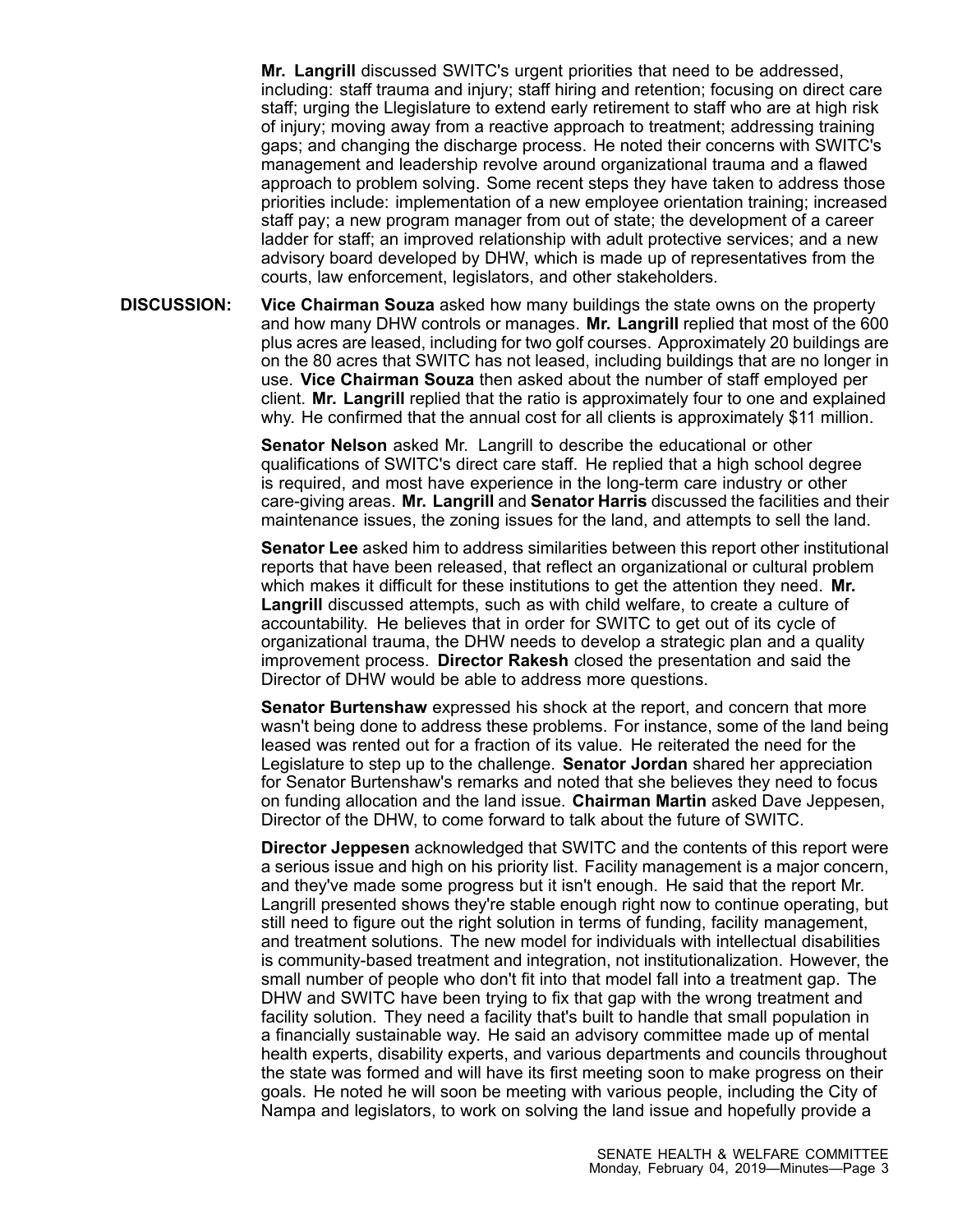**Mr. Langrill** discussed SWITC's urgent priorities that need to be addressed, including: staff trauma and injury; staff hiring and retention; focusing on direct care staff; urging the Llegislature to extend early retirement to staff who are at high risk of injury; moving away from a reactive approach to treatment; addressing training gaps; and changing the discharge process. He noted their concerns with SWITC's management and leadership revolve around organizational trauma and a flawed approach to problem solving. Some recent steps they have taken to address those priorities include: implementation of a new employee orientation training; increased staff pay; a new program manager from out of state; the development of a career ladder for staff; an improved relationship with adult protective services; and a new advisory board developed by DHW, which is made up of representatives from the courts, law enforcement, legislators, and other stakeholders.

**DISCUSSION:** **Vice Chairman Souza** asked how many buildings the state owns on the property and how many DHW controls or manages. **Mr. Langrill** replied that most of the 600 plus acres are leased, including for two golf courses. Approximately 20 buildings are on the 80 acres that SWITC has not leased, including buildings that are no longer in use. **Vice Chairman Souza** then asked about the number of staff employed per client. **Mr. Langrill** replied that the ratio is approximately four to one and explained why. He confirmed that the annual cost for all clients is approximately $11 million.

**Senator Nelson** asked Mr. Langrill to describe the educational or other qualifications of SWITC's direct care staff. He replied that a high school degree is required, and most have experience in the long-term care industry or other care-giving areas. **Mr. Langrill** and **Senator Harris** discussed the facilities and their maintenance issues, the zoning issues for the land, and attempts to sell the land.

**Senator Lee** asked him to address similarities between this report other institutional reports that have been released, that reflect an organizational or cultural problem which makes it difficult for these institutions to get the attention they need. **Mr. Langrill** discussed attempts, such as with child welfare, to create a culture of accountability. He believes that in order for SWITC to get out of its cycle of organizational trauma, the DHW needs to develop a strategic plan and a quality improvement process. **Director Rakesh** closed the presentation and said the Director of DHW would be able to address more questions.

**Senator Burtenshaw** expressed his shock at the report, and concern that more wasn't being done to address these problems. For instance, some of the land being leased was rented out for a fraction of its value. He reiterated the need for the Legislature to step up to the challenge. **Senator Jordan** shared her appreciation for Senator Burtenshaw's remarks and noted that she believes they need to focus on funding allocation and the land issue. **Chairman Martin** asked Dave Jeppesen, Director of the DHW, to come forward to talk about the future of SWITC.

**Director Jeppesen** acknowledged that SWITC and the contents of this report were a serious issue and high on his priority list. Facility management is a major concern, and they've made some progress but it isn't enough. He said that the report Mr. Langrill presented shows they're stable enough right now to continue operating, but still need to figure out the right solution in terms of funding, facility management, and treatment solutions. The new model for individuals with intellectual disabilities is community-based treatment and integration, not institutionalization. However, the small number of people who don't fit into that model fall into a treatment gap. The DHW and SWITC have been trying to fix that gap with the wrong treatment and facility solution. They need a facility that's built to handle that small population in a financially sustainable way. He said an advisory committee made up of mental health experts, disability experts, and various departments and councils throughout the state was formed and will have its first meeting soon to make progress on their goals. He noted he will soon be meeting with various people, including the City of Nampa and legislators, to work on solving the land issue and hopefully provide a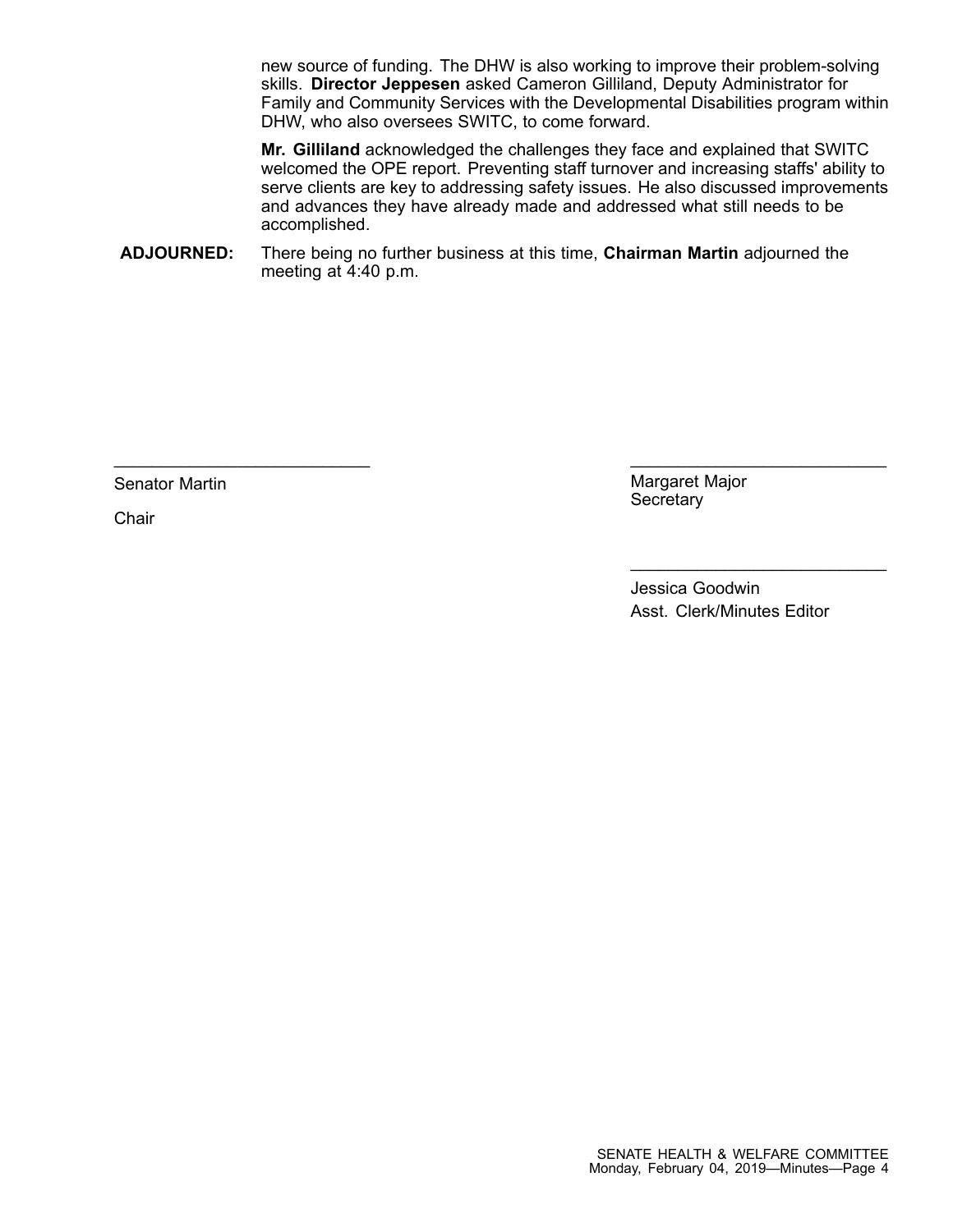new source of funding. The DHW is also working to improve their problem-solving skills. **Director Jeppesen** asked Cameron Gilliland, Deputy Administrator for Family and Community Services with the Developmental Disabilities program within DHW, who also oversees SWITC, to come forward.

**Mr. Gilliland** acknowledged the challenges they face and explained that SWITC welcomed the OPE report. Preventing staff turnover and increasing staffs' ability to serve clients are key to addressing safety issues. He also discussed improvements and advances they have already made and addressed what still needs to be accomplished.

**ADJOURNED:** There being no further business at this time, **Chairman Martin** adjourned the meeting at 4:40 p.m.

___________________________

Senator Martin

Chair

___________________________

Margaret Major

Secretary

___________________________

Jessica Goodwin

Asst. Clerk/Minutes Editor